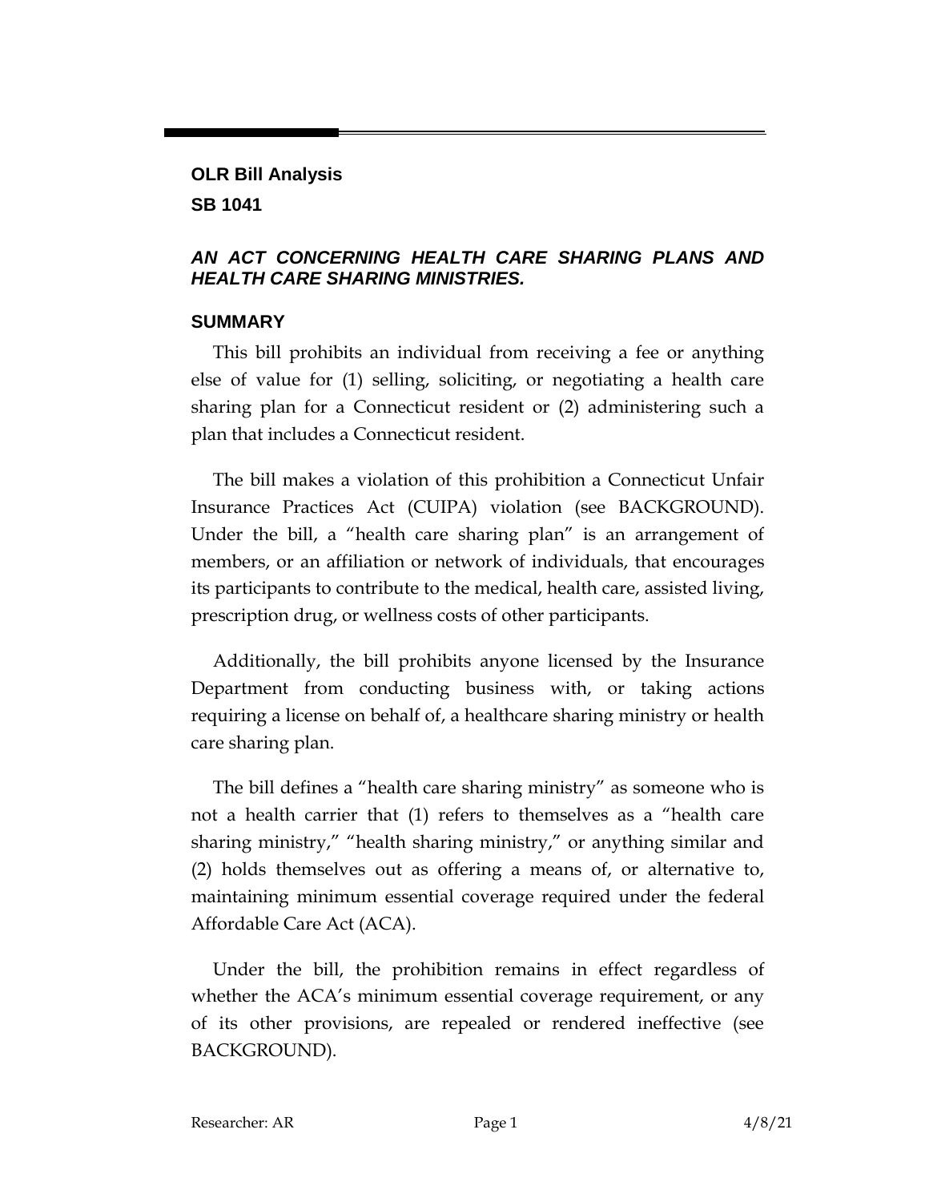**OLR Bill Analysis**

**SB 1041**

***AN ACT CONCERNING HEALTH CARE SHARING PLANS AND HEALTH CARE SHARING MINISTRIES.***

## SUMMARY

This bill prohibits an individual from receiving a fee or anything else of value for (1) selling, soliciting, or negotiating a health care sharing plan for a Connecticut resident or (2) administering such a plan that includes a Connecticut resident.

The bill makes a violation of this prohibition a Connecticut Unfair Insurance Practices Act (CUIPA) violation (see BACKGROUND). Under the bill, a "health care sharing plan" is an arrangement of members, or an affiliation or network of individuals, that encourages its participants to contribute to the medical, health care, assisted living, prescription drug, or wellness costs of other participants.

Additionally, the bill prohibits anyone licensed by the Insurance Department from conducting business with, or taking actions requiring a license on behalf of, a healthcare sharing ministry or health care sharing plan.

The bill defines a "health care sharing ministry" as someone who is not a health carrier that (1) refers to themselves as a "health care sharing ministry," "health sharing ministry," or anything similar and (2) holds themselves out as offering a means of, or alternative to, maintaining minimum essential coverage required under the federal Affordable Care Act (ACA).

Under the bill, the prohibition remains in effect regardless of whether the ACA's minimum essential coverage requirement, or any of its other provisions, are repealed or rendered ineffective (see BACKGROUND).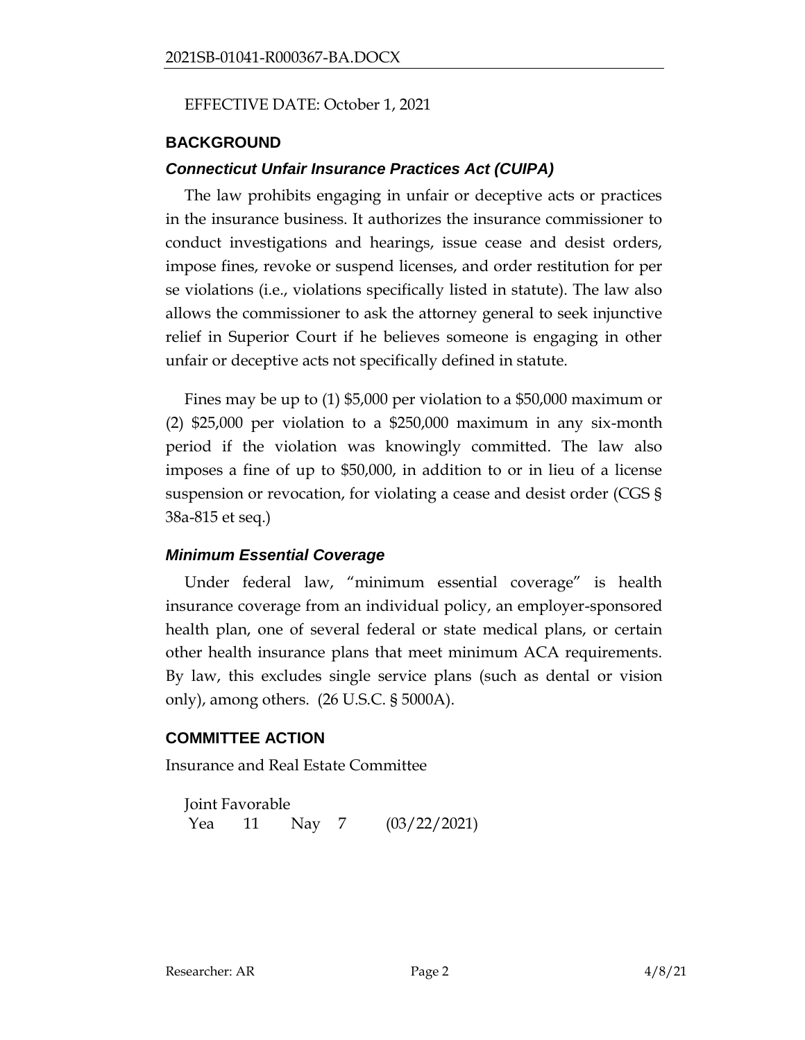EFFECTIVE DATE: October 1, 2021

## BACKGROUND

### *Connecticut Unfair Insurance Practices Act (CUIPA)*

The law prohibits engaging in unfair or deceptive acts or practices in the insurance business. It authorizes the insurance commissioner to conduct investigations and hearings, issue cease and desist orders, impose fines, revoke or suspend licenses, and order restitution for per se violations (i.e., violations specifically listed in statute). The law also allows the commissioner to ask the attorney general to seek injunctive relief in Superior Court if he believes someone is engaging in other unfair or deceptive acts not specifically defined in statute.

Fines may be up to (1) $5,000 per violation to a $50,000 maximum or (2) $25,000 per violation to a $250,000 maximum in any six-month period if the violation was knowingly committed. The law also imposes a fine of up to $50,000, in addition to or in lieu of a license suspension or revocation, for violating a cease and desist order (CGS § 38a-815 et seq.)

### *Minimum Essential Coverage*

Under federal law, "minimum essential coverage" is health insurance coverage from an individual policy, an employer-sponsored health plan, one of several federal or state medical plans, or certain other health insurance plans that meet minimum ACA requirements. By law, this excludes single service plans (such as dental or vision only), among others. (26 U.S.C. § 5000A).

## COMMITTEE ACTION

Insurance and Real Estate Committee

Joint Favorable
Yea 11 Nay 7 (03/22/2021)